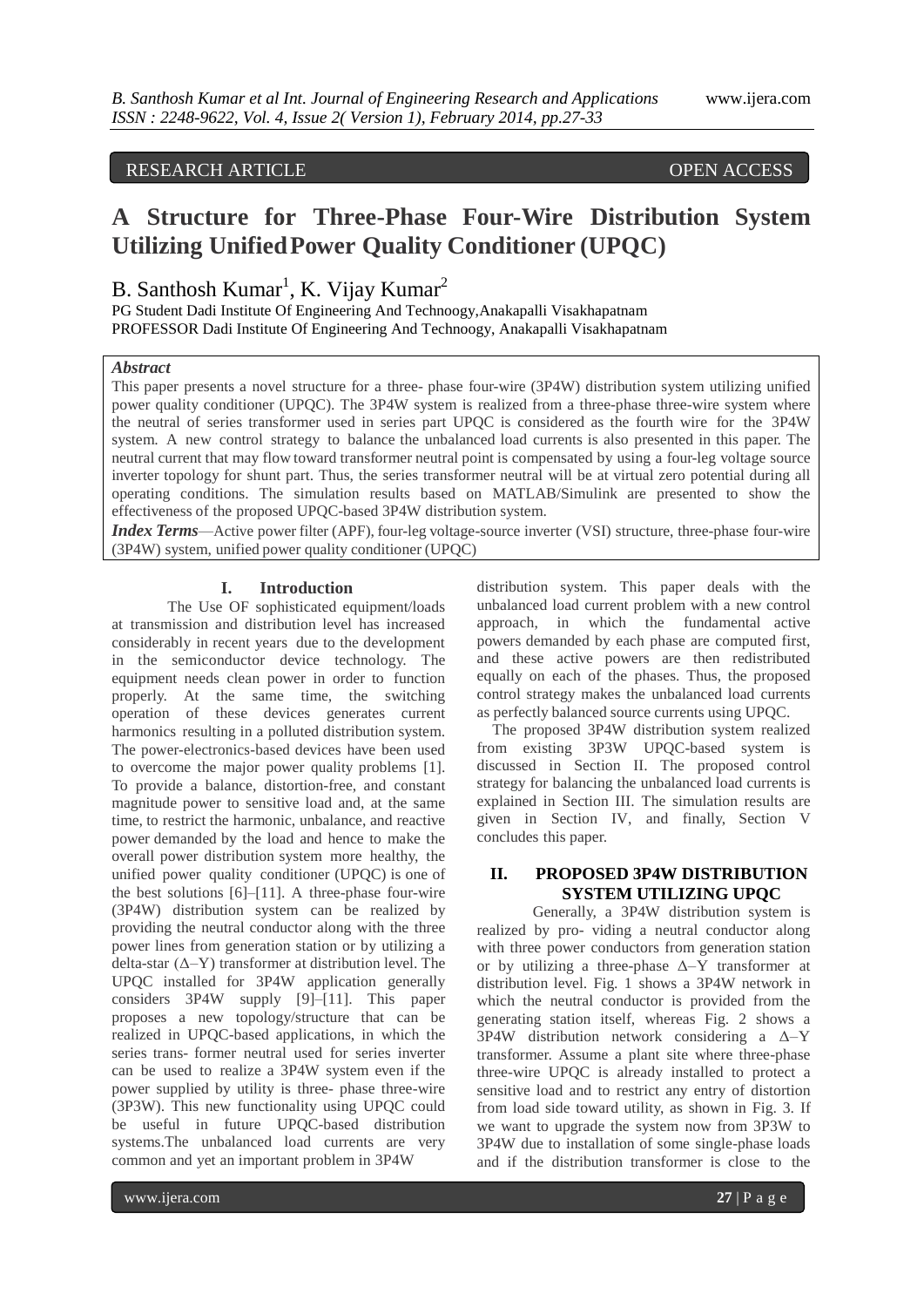RESEARCH ARTICLE OPEN ACCESS

# A Structure for Three-Phase Four-Wire Distribution System Utilizing Unified Power Quality Conditioner (UPQC)

B. Santhosh Kumar[1], K. Vijay Kumar[2]

PG Student Dadi Institute Of Engineering And Technoogy,Anakapalli Visakhapatnam
PROFESSOR Dadi Institute Of Engineering And Technoogy, Anakapalli Visakhapatnam

***Abstract***

This paper presents a novel structure for a three- phase four-wire (3P4W) distribution system utilizing unified power quality conditioner (UPQC). The 3P4W system is realized from a three-phase three-wire system where the neutral of series transformer used in series part UPQC is considered as the fourth wire for the 3P4W system. A new control strategy to balance the unbalanced load currents is also presented in this paper. The neutral current that may flow toward transformer neutral point is compensated by using a four-leg voltage source inverter topology for shunt part. Thus, the series transformer neutral will be at virtual zero potential during all operating conditions. The simulation results based on MATLAB/Simulink are presented to show the effectiveness of the proposed UPQC-based 3P4W distribution system.

***Index Terms***—Active power filter (APF), four-leg voltage-source inverter (VSI) structure, three-phase four-wire (3P4W) system, unified power quality conditioner (UPQC)

## I. Introduction

The Use OF sophisticated equipment/loads at transmission and distribution level has increased considerably in recent years due to the development in the semiconductor device technology. The equipment needs clean power in order to function properly. At the same time, the switching operation of these devices generates current harmonics resulting in a polluted distribution system. The power-electronics-based devices have been used to overcome the major power quality problems [1]. To provide a balance, distortion-free, and constant magnitude power to sensitive load and, at the same time, to restrict the harmonic, unbalance, and reactive power demanded by the load and hence to make the overall power distribution system more healthy, the unified power quality conditioner (UPQC) is one of the best solutions [6]–[11]. A three-phase four-wire (3P4W) distribution system can be realized by providing the neutral conductor along with the three power lines from generation station or by utilizing a delta-star (Δ–Y) transformer at distribution level. The UPQC installed for 3P4W application generally considers 3P4W supply [9]–[11]. This paper proposes a new topology/structure that can be realized in UPQC-based applications, in which the series trans- former neutral used for series inverter can be used to realize a 3P4W system even if the power supplied by utility is three- phase three-wire (3P3W). This new functionality using UPQC could be useful in future UPQC-based distribution systems.The unbalanced load currents are very common and yet an important problem in 3P4W distribution system. This paper deals with the unbalanced load current problem with a new control approach, in which the fundamental active powers demanded by each phase are computed first, and these active powers are then redistributed equally on each of the phases. Thus, the proposed control strategy makes the unbalanced load currents as perfectly balanced source currents using UPQC.

The proposed 3P4W distribution system realized from existing 3P3W UPQC-based system is discussed in Section II. The proposed control strategy for balancing the unbalanced load currents is explained in Section III. The simulation results are given in Section IV, and finally, Section V concludes this paper.

## II. PROPOSED 3P4W DISTRIBUTION SYSTEM UTILIZING UPQC

Generally, a 3P4W distribution system is realized by pro- viding a neutral conductor along with three power conductors from generation station or by utilizing a three-phase Δ–Y transformer at distribution level. Fig. 1 shows a 3P4W network in which the neutral conductor is provided from the generating station itself, whereas Fig. 2 shows a 3P4W distribution network considering a Δ–Y transformer. Assume a plant site where three-phase three-wire UPQC is already installed to protect a sensitive load and to restrict any entry of distortion from load side toward utility, as shown in Fig. 3. If we want to upgrade the system now from 3P3W to 3P4W due to installation of some single-phase loads and if the distribution transformer is close to the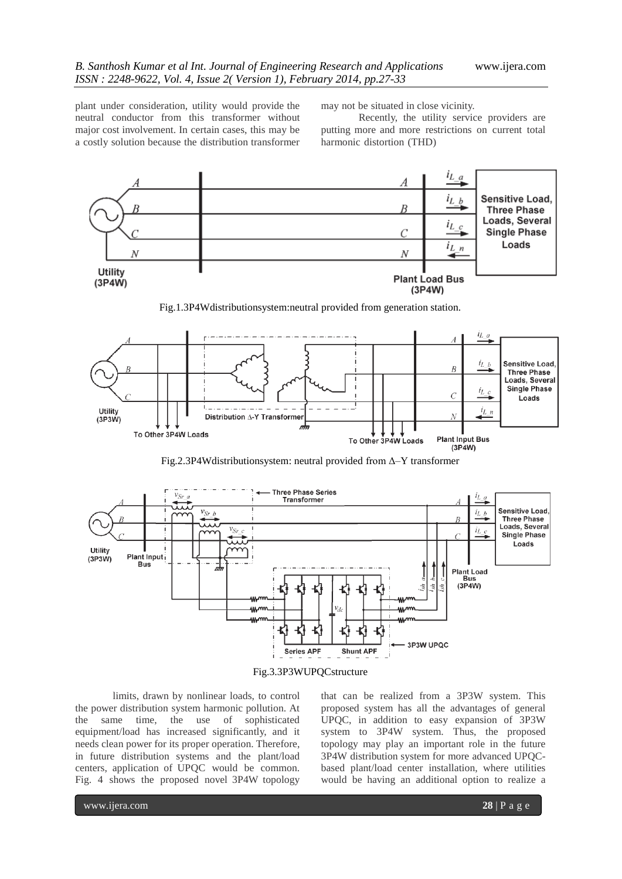plant under consideration, utility would provide the neutral conductor from this transformer without major cost involvement. In certain cases, this may be a costly solution because the distribution transformer may not be situated in close vicinity.

Recently, the utility service providers are putting more and more restrictions on current total harmonic distortion (THD)

Fig.1.3P4Wdistributionsystem:neutral provided from generation station.

Fig.2.3P4Wdistributionsystem: neutral provided from Δ–Y transformer

Fig.3.3P3WUPQCstructure

limits, drawn by nonlinear loads, to control the power distribution system harmonic pollution. At the same time, the use of sophisticated equipment/load has increased significantly, and it needs clean power for its proper operation. Therefore, in future distribution systems and the plant/load centers, application of UPQC would be common. Fig. 4 shows the proposed novel 3P4W topology that can be realized from a 3P3W system. This proposed system has all the advantages of general UPQC, in addition to easy expansion of 3P3W system to 3P4W system. Thus, the proposed topology may play an important role in the future 3P4W distribution system for more advanced UPQC-based plant/load center installation, where utilities would be having an additional option to realize a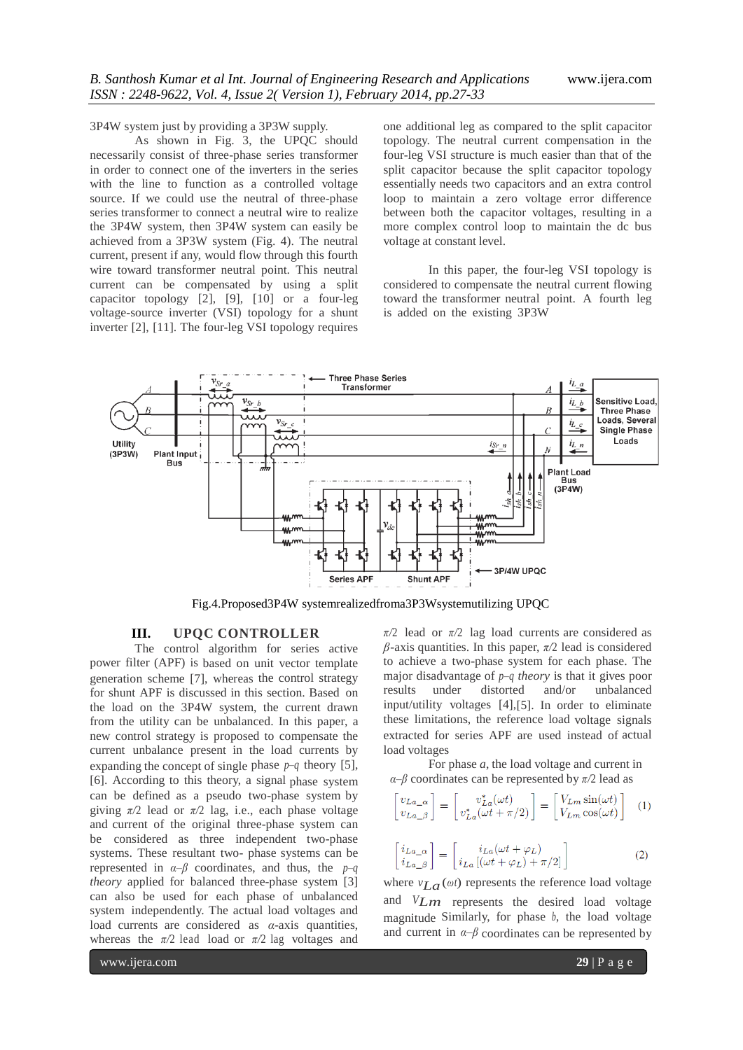3P4W system just by providing a 3P3W supply.

As shown in Fig. 3, the UPQC should necessarily consist of three-phase series transformer in order to connect one of the inverters in the series with the line to function as a controlled voltage source. If we could use the neutral of three-phase series transformer to connect a neutral wire to realize the 3P4W system, then 3P4W system can easily be achieved from a 3P3W system (Fig. 4). The neutral current, present if any, would flow through this fourth wire toward transformer neutral point. This neutral current can be compensated by using a split capacitor topology [2], [9], [10] or a four-leg voltage-source inverter (VSI) topology for a shunt inverter [2], [11]. The four-leg VSI topology requires one additional leg as compared to the split capacitor topology. The neutral current compensation in the four-leg VSI structure is much easier than that of the split capacitor because the split capacitor topology essentially needs two capacitors and an extra control loop to maintain a zero voltage error difference between both the capacitor voltages, resulting in a more complex control loop to maintain the dc bus voltage at constant level.

In this paper, the four-leg VSI topology is considered to compensate the neutral current flowing toward the transformer neutral point. A fourth leg is added on the existing 3P3W

Fig.4.Proposed3P4W systemrealizedfroma3P3Wsystemutilizing UPQC

## III. UPQC CONTROLLER

The control algorithm for series active power filter (APF) is based on unit vector template generation scheme [7], whereas the control strategy for shunt APF is discussed in this section. Based on the load on the 3P4W system, the current drawn from the utility can be unbalanced. In this paper, a new control strategy is proposed to compensate the current unbalance present in the load currents by expanding the concept of single phase *p–q* theory [5], [6]. According to this theory, a signal phase system can be defined as a pseudo two-phase system by giving $\pi/2$ lead or $\pi/2$ lag, i.e., each phase voltage and current of the original three-phase system can be considered as three independent two-phase systems. These resultant two- phase systems can be represented in $\alpha$–$\beta$ coordinates, and thus, the *p–q theory* applied for balanced three-phase system [3] can also be used for each phase of unbalanced system independently. The actual load voltages and load currents are considered as $\alpha$-axis quantities, whereas the $\pi/2$ lead load or $\pi/2$ lag voltages and $\pi/2$ lead or $\pi/2$ lag load currents are considered as $\beta$-axis quantities. In this paper, $\pi/2$ lead is considered to achieve a two-phase system for each phase. The major disadvantage of *p–q theory* is that it gives poor results under distorted and/or unbalanced input/utility voltages [4],[5]. In order to eliminate these limitations, the reference load voltage signals extracted for series APF are used instead of actual load voltages

For phase *a*, the load voltage and current in $\alpha$–$\beta$ coordinates can be represented by $\pi/2$ lead as

$$\begin{bmatrix} v_{La\_\alpha} \\ v_{La\_\beta} \end{bmatrix} = \begin{bmatrix} v^{*}_{La}(\omega t) \\ v^{*}_{La}(\omega t + \pi/2) \end{bmatrix} = \begin{bmatrix} V_{Lm}\sin(\omega t) \\ V_{Lm}\cos(\omega t) \end{bmatrix} \quad (1)$$

$$\begin{bmatrix} i_{La\_\alpha} \\ i_{La\_\beta} \end{bmatrix} = \begin{bmatrix} i_{La}(\omega t + \varphi_L) \\ i_{La}\left[(\omega t + \varphi_L) + \pi/2\right] \end{bmatrix} \quad (2)$$

where $v_{La}(\omega t)$ represents the reference load voltage and $V_{Lm}$ represents the desired load voltage magnitude Similarly, for phase *b*, the load voltage and current in $\alpha$–$\beta$ coordinates can be represented by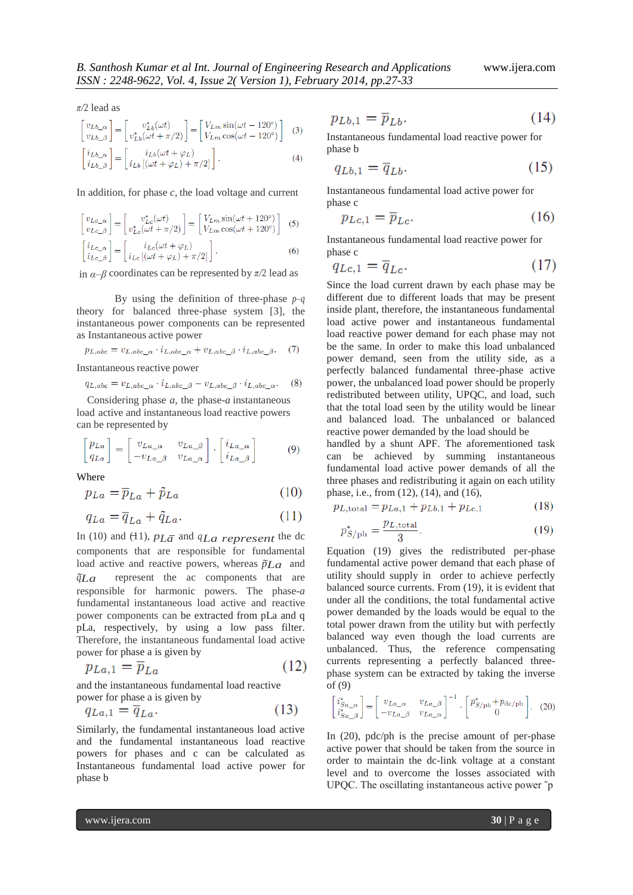$\pi/2$ lead as

$$\begin{bmatrix} v_{Lb\_\alpha} \\ v_{Lb\_\beta} \end{bmatrix} = \begin{bmatrix} v_{Lb}^{*}(\omega t) \\ v_{Lb}^{*}(\omega t + \pi/2) \end{bmatrix} = \begin{bmatrix} V_{Lm}\sin(\omega t - 120^{\circ}) \\ V_{Lm}\cos(\omega t - 120^{\circ}) \end{bmatrix} \quad (3)$$

$$\begin{bmatrix} i_{Lb\_\alpha} \\ i_{Lb\_\beta} \end{bmatrix} = \begin{bmatrix} i_{Lb}(\omega t + \varphi_L) \\ i_{Lb}\left[(\omega t + \varphi_L) + \pi/2\right] \end{bmatrix}. \quad (4)$$

In addition, for phase $c$, the load voltage and current

$$\begin{bmatrix} v_{Lc\_\alpha} \\ v_{Lc\_\beta} \end{bmatrix} = \begin{bmatrix} v_{Lc}^{*}(\omega t) \\ v_{Lc}^{*}(\omega t + \pi/2) \end{bmatrix} = \begin{bmatrix} V_{Lm}\sin(\omega t + 120^{\circ}) \\ V_{Lm}\cos(\omega t + 120^{\circ}) \end{bmatrix} \quad (5)$$

$$\begin{bmatrix} i_{Lc\_\alpha} \\ i_{Lc\_\beta} \end{bmatrix} = \begin{bmatrix} i_{Lc}(\omega t + \varphi_L) \\ i_{Lc}\left[(\omega t + \varphi_L) + \pi/2\right] \end{bmatrix}. \quad (6)$$

in $\alpha$–$\beta$ coordinates can be represented by $\pi/2$ lead as

By using the definition of three-phase $p$–$q$ theory for balanced three-phase system [3], the instantaneous power components can be represented as Instantaneous active power

$$p_{L,abc} = v_{L,abc\_\alpha} \cdot i_{L,abc\_\alpha} + v_{L,abc\_\beta} \cdot i_{L,abc\_\beta}. \quad (7)$$

Instantaneous reactive power

$$q_{L,abc} = v_{L,abc\_\alpha} \cdot i_{L,abc\_\beta} - v_{L,abc\_\beta} \cdot i_{L,abc\_\alpha}. \quad (8)$$

Considering phase $a$, the phase-$a$ instantaneous load active and instantaneous load reactive powers can be represented by

$$\begin{bmatrix} p_{La} \\ q_{La} \end{bmatrix} = \begin{bmatrix} v_{La\_\alpha} & v_{La\_\beta} \\ -v_{La\_\beta} & v_{La\_\alpha} \end{bmatrix} \cdot \begin{bmatrix} i_{La\_\alpha} \\ i_{La\_\beta} \end{bmatrix} \quad (9)$$

Where

$$p_{La} = \bar{p}_{La} + \tilde{p}_{La} \quad (10)$$

$$q_{La} = \bar{q}_{La} + \tilde{q}_{La}. \quad (11)$$

In (10) and (11), $p_{L\bar{a}}$ and $q_{La}$ represent the dc components that are responsible for fundamental load active and reactive powers, whereas $\tilde{p}_{La}$ and $\tilde{q}_{La}$ represent the ac components that are responsible for harmonic powers. The phase-$a$ fundamental instantaneous load active and reactive power components can be extracted from pLa and q pLa, respectively, by using a low pass filter. Therefore, the instantaneous fundamental load active power for phase a is given by

$$p_{La,1} = \bar{p}_{La} \quad (12)$$

and the instantaneous fundamental load reactive power for phase a is given by

$$q_{La,1} = \bar{q}_{La}. \quad (13)$$

Similarly, the fundamental instantaneous load active and the fundamental instantaneous load reactive powers for phases b and c can be calculated as Instantaneous fundamental load active power for phase b

$$p_{Lb,1} = \bar{p}_{Lb}. \quad (14)$$

Instantaneous fundamental load reactive power for phase b

$$q_{Lb,1} = \bar{q}_{Lb}. \quad (15)$$

Instantaneous fundamental load active power for phase c

$$p_{Lc,1} = \bar{p}_{Lc}. \quad (16)$$

Instantaneous fundamental load reactive power for phase c

$$q_{Lc,1} = \bar{q}_{Lc}. \quad (17)$$

Since the load current drawn by each phase may be different due to different loads that may be present inside plant, therefore, the instantaneous fundamental load active power and instantaneous fundamental load reactive power demand for each phase may not be the same. In order to make this load unbalanced power demand, seen from the utility side, as a perfectly balanced fundamental three-phase active power, the unbalanced load power should be properly redistributed between utility, UPQC, and load, such that the total load seen by the utility would be linear and balanced load. The unbalanced or balanced reactive power demanded by the load should be handled by a shunt APF. The aforementioned task can be achieved by summing instantaneous fundamental load active power demands of all the three phases and redistributing it again on each utility phase, i.e., from (12), (14), and (16),

$$p_{L,\text{total}} = p_{La,1} + p_{Lb,1} + p_{Lc,1} \quad (18)$$

$$p_{S/\text{ph}}^{*} = \frac{p_{L,\text{total}}}{3}. \quad (19)$$

Equation (19) gives the redistributed per-phase fundamental active power demand that each phase of utility should supply in order to achieve perfectly balanced source currents. From (19), it is evident that under all the conditions, the total fundamental active power demanded by the loads would be equal to the total power drawn from the utility but with perfectly balanced way even though the load currents are unbalanced. Thus, the reference compensating currents representing a perfectly balanced three-phase system can be extracted by taking the inverse of (9)

$$\begin{bmatrix} i_{Sa\_\alpha}^{*} \\ i_{Sa\_\beta}^{*} \end{bmatrix} = \begin{bmatrix} v_{La\_\alpha} & v_{La\_\beta} \\ -v_{La\_\beta} & v_{La\_\alpha} \end{bmatrix}^{-1} \cdot \begin{bmatrix} p_{S/\text{ph}}^{*} + p_{\text{dc/ph}} \\ 0 \end{bmatrix}. \quad (20)$$

In (20), pdc/ph is the precise amount of per-phase active power that should be taken from the source in order to maintain the dc-link voltage at a constant level and to overcome the losses associated with UPQC. The oscillating instantaneous active power ˜p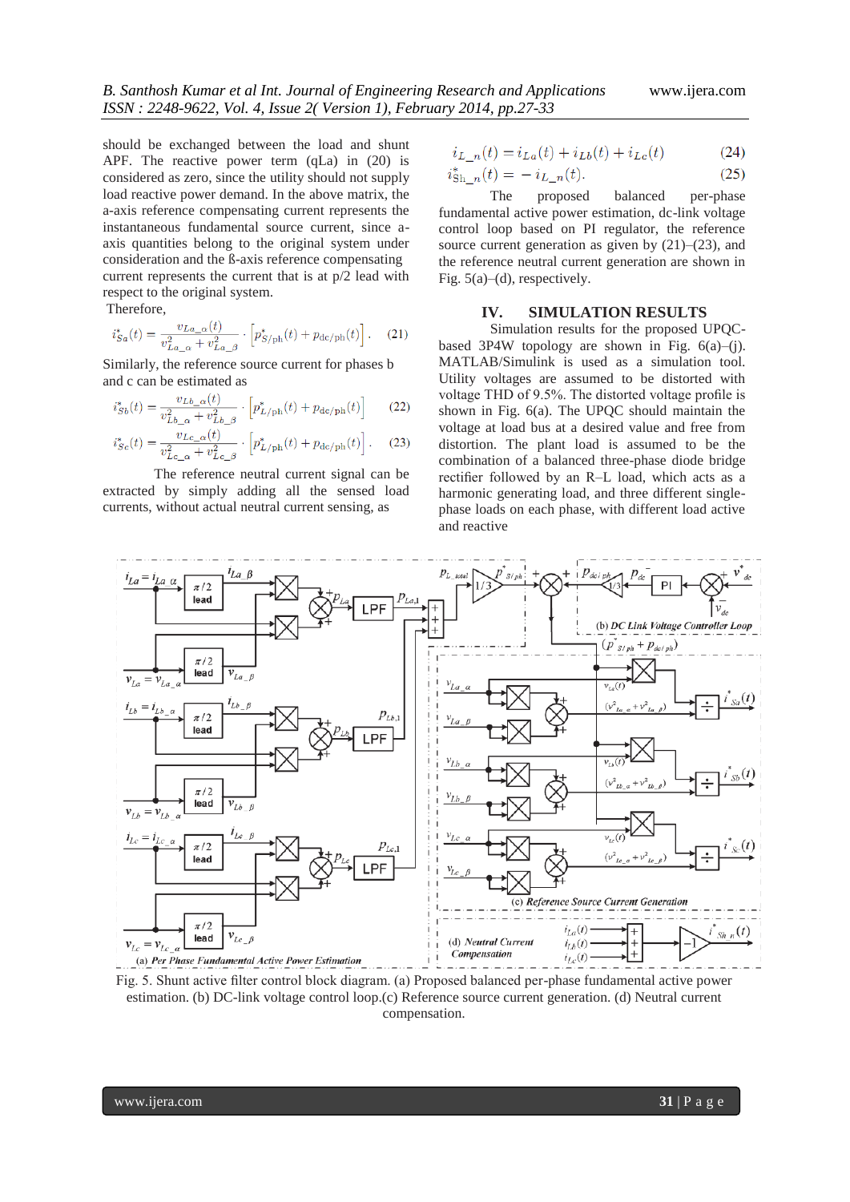should be exchanged between the load and shunt APF. The reactive power term (qLa) in (20) is considered as zero, since the utility should not supply load reactive power demand. In the above matrix, the a-axis reference compensating current represents the instantaneous fundamental source current, since a-axis quantities belong to the original system under consideration and the ß-axis reference compensating current represents the current that is at p/2 lead with respect to the original system.

Therefore,

$$i_{Sa}^{*}(t) = \frac{v_{La\_\alpha}(t)}{v_{La\_\alpha}^{2} + v_{La\_\beta}^{2}} \cdot \left[p_{S/\mathrm{ph}}^{*}(t) + p_{\mathrm{dc/ph}}(t)\right]. \quad (21)$$

Similarly, the reference source current for phases b and c can be estimated as

$$i_{Sb}^{*}(t) = \frac{v_{Lb\_\alpha}(t)}{v_{Lb\_\alpha}^{2} + v_{Lb\_\beta}^{2}} \cdot \left[p_{L/\mathrm{ph}}^{*}(t) + p_{\mathrm{dc/ph}}(t)\right] \quad (22)$$

$$i_{Sc}^{*}(t) = \frac{v_{Lc\_\alpha}(t)}{v_{Lc\_\alpha}^{2} + v_{Lc\_\beta}^{2}} \cdot \left[p_{L/\mathrm{ph}}^{*}(t) + p_{\mathrm{dc/ph}}(t)\right]. \quad (23)$$

The reference neutral current signal can be extracted by simply adding all the sensed load currents, without actual neutral current sensing, as

$$i_{L\_n}(t) = i_{La}(t) + i_{Lb}(t) + i_{Lc}(t) \quad (24)$$

$$i_{\mathrm{Sh}\_n}^{*}(t) = -\, i_{L\_n}(t). \quad (25)$$

The proposed balanced per-phase fundamental active power estimation, dc-link voltage control loop based on PI regulator, the reference source current generation as given by (21)–(23), and the reference neutral current generation are shown in Fig. 5(a)–(d), respectively.

## IV. SIMULATION RESULTS

Simulation results for the proposed UPQC-based 3P4W topology are shown in Fig. 6(a)–(j). MATLAB/Simulink is used as a simulation tool. Utility voltages are assumed to be distorted with voltage THD of 9.5%. The distorted voltage profile is shown in Fig. 6(a). The UPQC should maintain the voltage at load bus at a desired value and free from distortion. The plant load is assumed to be the combination of a balanced three-phase diode bridge rectifier followed by an R–L load, which acts as a harmonic generating load, and three different single-phase loads on each phase, with different load active and reactive

Fig. 5. Shunt active filter control block diagram. (a) Proposed balanced per-phase fundamental active power estimation. (b) DC-link voltage control loop.(c) Reference source current generation. (d) Neutral current compensation.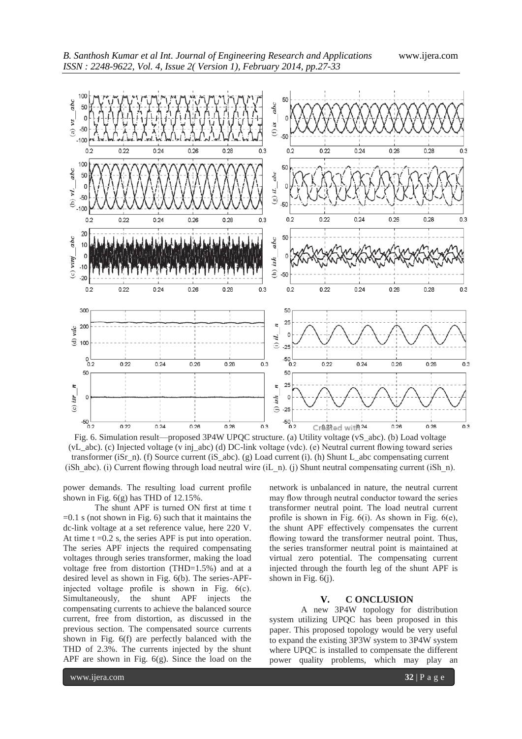Fig. 6. Simulation result—proposed 3P4W UPQC structure. (a) Utility voltage (vS_abc). (b) Load voltage (vL_abc). (c) Injected voltage (v inj_abc) (d) DC-link voltage (vdc). (e) Neutral current flowing toward series transformer (iSr_n). (f) Source current (iS_abc). (g) Load current (i). (h) Shunt L_abc compensating current (iSh_abc). (i) Current flowing through load neutral wire (iL_n). (j) Shunt neutral compensating current (iSh_n).

power demands. The resulting load current profile shown in Fig. 6(g) has THD of 12.15%.

The shunt APF is turned ON first at time t =0.1 s (not shown in Fig. 6) such that it maintains the dc-link voltage at a set reference value, here 220 V. At time t =0.2 s, the series APF is put into operation. The series APF injects the required compensating voltages through series transformer, making the load voltage free from distortion (THD=1.5%) and at a desired level as shown in Fig. 6(b). The series-APF-injected voltage profile is shown in Fig. 6(c). Simultaneously, the shunt APF injects the compensating currents to achieve the balanced source current, free from distortion, as discussed in the previous section. The compensated source currents shown in Fig. 6(f) are perfectly balanced with the THD of 2.3%. The currents injected by the shunt APF are shown in Fig. 6(g). Since the load on the network is unbalanced in nature, the neutral current may flow through neutral conductor toward the series transformer neutral point. The load neutral current profile is shown in Fig. 6(i). As shown in Fig. 6(e), the shunt APF effectively compensates the current flowing toward the transformer neutral point. Thus, the series transformer neutral point is maintained at virtual zero potential. The compensating current injected through the fourth leg of the shunt APF is shown in Fig. 6(j).

## V. C ONCLUSION

A new 3P4W topology for distribution system utilizing UPQC has been proposed in this paper. This proposed topology would be very useful to expand the existing 3P3W system to 3P4W system where UPQC is installed to compensate the different power quality problems, which may play an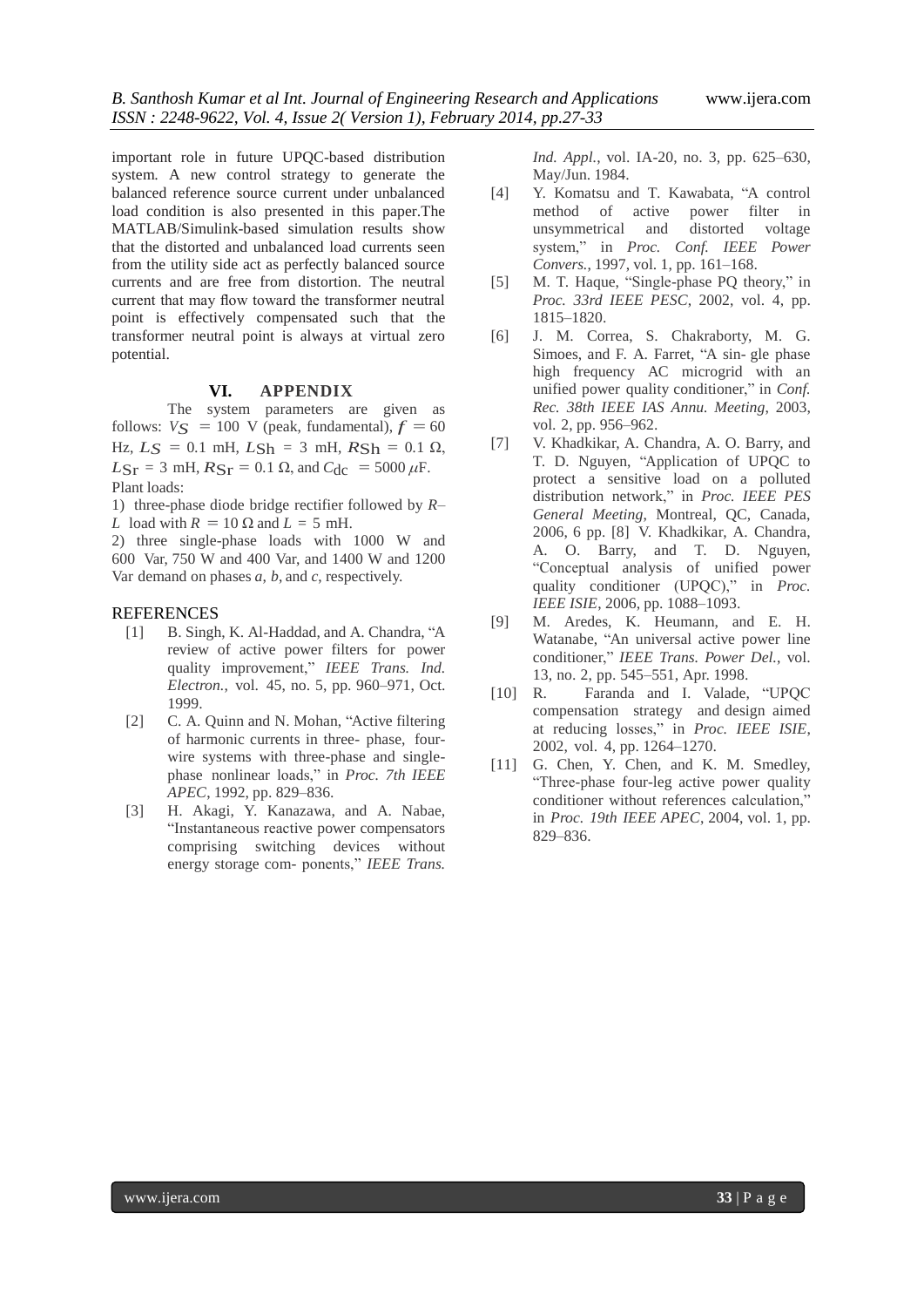important role in future UPQC-based distribution system. A new control strategy to generate the balanced reference source current under unbalanced load condition is also presented in this paper.The MATLAB/Simulink-based simulation results show that the distorted and unbalanced load currents seen from the utility side act as perfectly balanced source currents and are free from distortion. The neutral current that may flow toward the transformer neutral point is effectively compensated such that the transformer neutral point is always at virtual zero potential.

## VI. APPENDIX

The system parameters are given as follows: $V_S = 100$ V (peak, fundamental), $f = 60$ Hz, $L_S = 0.1$ mH, $L_{Sh} = 3$ mH, $R_{Sh} = 0.1\ \Omega$, $L_{Sr} = 3$ mH, $R_{Sr} = 0.1\ \Omega$, and $C_{dc} = 5000\ \mu$F.

Plant loads:

1) three-phase diode bridge rectifier followed by *R*–*L* load with $R = 10\ \Omega$ and $L = 5$ mH.

2) three single-phase loads with 1000 W and 600 Var, 750 W and 400 Var, and 1400 W and 1200 Var demand on phases *a*, *b*, and *c*, respectively.

## REFERENCES

[1] B. Singh, K. Al-Haddad, and A. Chandra, "A review of active power filters for power quality improvement," *IEEE Trans. Ind. Electron.*, vol. 45, no. 5, pp. 960–971, Oct. 1999.

[2] C. A. Quinn and N. Mohan, "Active filtering of harmonic currents in three- phase, four-wire systems with three-phase and single-phase nonlinear loads," in *Proc. 7th IEEE APEC*, 1992, pp. 829–836.

[3] H. Akagi, Y. Kanazawa, and A. Nabae, "Instantaneous reactive power compensators comprising switching devices without energy storage com- ponents," *IEEE Trans. Ind. Appl.*, vol. IA-20, no. 3, pp. 625–630, May/Jun. 1984.

[4] Y. Komatsu and T. Kawabata, "A control method of active power filter in unsymmetrical and distorted voltage system," in *Proc. Conf. IEEE Power Convers.*, 1997, vol. 1, pp. 161–168.

[5] M. T. Haque, "Single-phase PQ theory," in *Proc. 33rd IEEE PESC*, 2002, vol. 4, pp. 1815–1820.

[6] J. M. Correa, S. Chakraborty, M. G. Simoes, and F. A. Farret, "A sin- gle phase high frequency AC microgrid with an unified power quality conditioner," in *Conf. Rec. 38th IEEE IAS Annu. Meeting*, 2003, vol. 2, pp. 956–962.

[7] V. Khadkikar, A. Chandra, A. O. Barry, and T. D. Nguyen, "Application of UPQC to protect a sensitive load on a polluted distribution network," in *Proc. IEEE PES General Meeting*, Montreal, QC, Canada, 2006, 6 pp. [8] V. Khadkikar, A. Chandra, A. O. Barry, and T. D. Nguyen, "Conceptual analysis of unified power quality conditioner (UPQC)," in *Proc. IEEE ISIE*, 2006, pp. 1088–1093.

[9] M. Aredes, K. Heumann, and E. H. Watanabe, "An universal active power line conditioner," *IEEE Trans. Power Del.*, vol. 13, no. 2, pp. 545–551, Apr. 1998.

[10] R. Faranda and I. Valade, "UPQC compensation strategy and design aimed at reducing losses," in *Proc. IEEE ISIE*, 2002, vol. 4, pp. 1264–1270.

[11] G. Chen, Y. Chen, and K. M. Smedley, "Three-phase four-leg active power quality conditioner without references calculation," in *Proc. 19th IEEE APEC*, 2004, vol. 1, pp. 829–836.